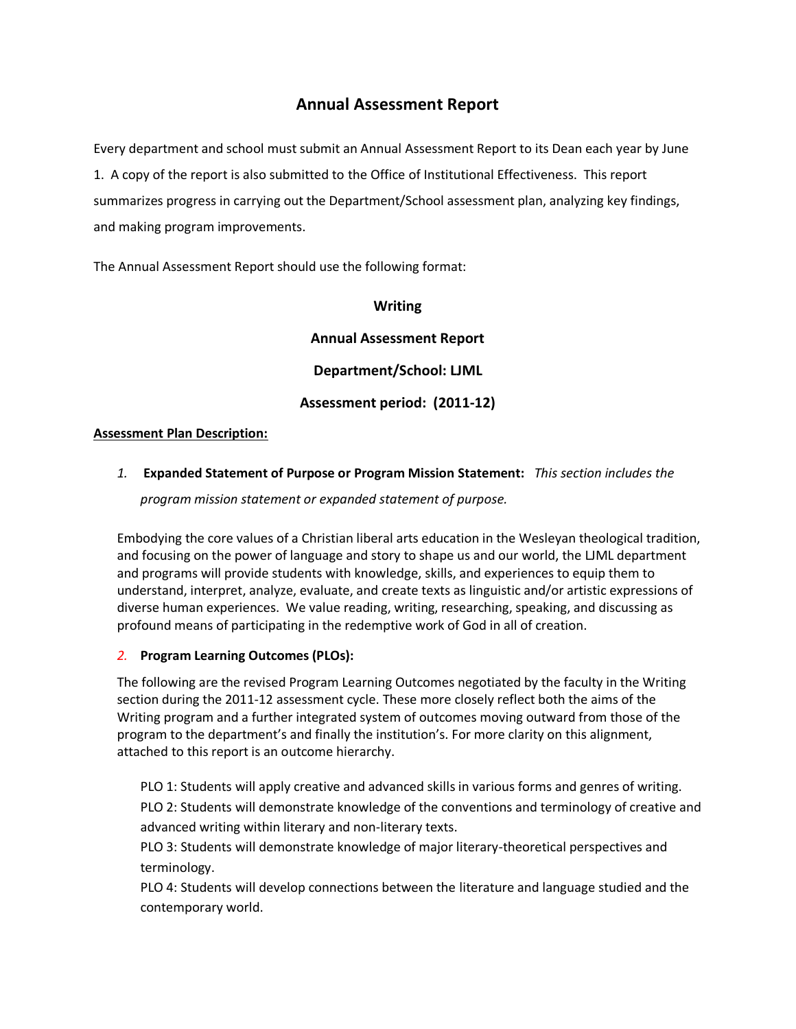# Annual Assessment Report

Every department and school must submit an Annual Assessment Report to its Dean each year by June 1. A copy of the report is also submitted to the Office of Institutional Effectiveness. This report summarizes progress in carrying out the Department/School assessment plan, analyzing key findings, and making program improvements.

The Annual Assessment Report should use the following format:

**Writing**

**Annual Assessment Report**

**Department/School: LJML**

**Assessment period: (2011-12)**

**Assessment Plan Description:**

*1.* **Expanded Statement of Purpose or Program Mission Statement:** *This section includes the program mission statement or expanded statement of purpose.*

Embodying the core values of a Christian liberal arts education in the Wesleyan theological tradition, and focusing on the power of language and story to shape us and our world, the LJML department and programs will provide students with knowledge, skills, and experiences to equip them to understand, interpret, analyze, evaluate, and create texts as linguistic and/or artistic expressions of diverse human experiences. We value reading, writing, researching, speaking, and discussing as profound means of participating in the redemptive work of God in all of creation.

*2.* **Program Learning Outcomes (PLOs):**

The following are the revised Program Learning Outcomes negotiated by the faculty in the Writing section during the 2011-12 assessment cycle. These more closely reflect both the aims of the Writing program and a further integrated system of outcomes moving outward from those of the program to the department's and finally the institution's. For more clarity on this alignment, attached to this report is an outcome hierarchy.

PLO 1: Students will apply creative and advanced skills in various forms and genres of writing.
PLO 2: Students will demonstrate knowledge of the conventions and terminology of creative and advanced writing within literary and non-literary texts.
PLO 3: Students will demonstrate knowledge of major literary-theoretical perspectives and terminology.
PLO 4: Students will develop connections between the literature and language studied and the contemporary world.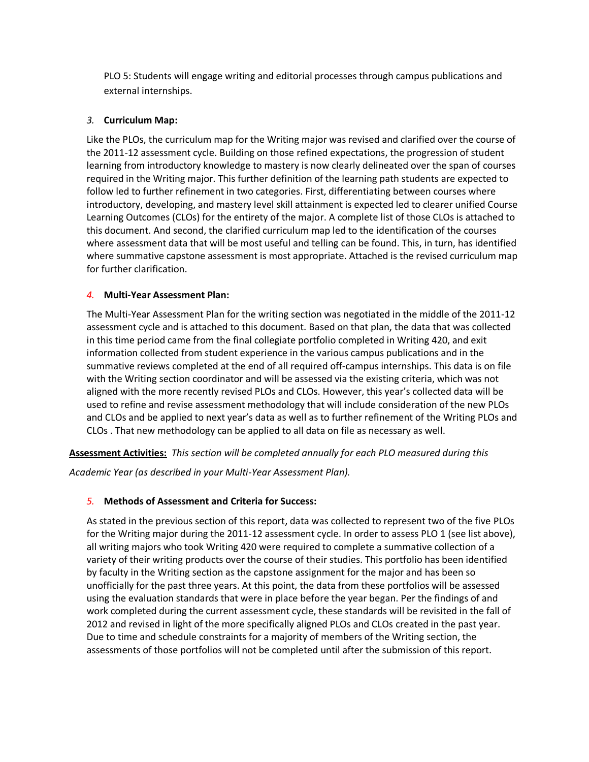PLO 5: Students will engage writing and editorial processes through campus publications and external internships.

3. **Curriculum Map:**

Like the PLOs, the curriculum map for the Writing major was revised and clarified over the course of the 2011-12 assessment cycle. Building on those refined expectations, the progression of student learning from introductory knowledge to mastery is now clearly delineated over the span of courses required in the Writing major. This further definition of the learning path students are expected to follow led to further refinement in two categories. First, differentiating between courses where introductory, developing, and mastery level skill attainment is expected led to clearer unified Course Learning Outcomes (CLOs) for the entirety of the major. A complete list of those CLOs is attached to this document. And second, the clarified curriculum map led to the identification of the courses where assessment data that will be most useful and telling can be found. This, in turn, has identified where summative capstone assessment is most appropriate. Attached is the revised curriculum map for further clarification.

4. **Multi-Year Assessment Plan:**

The Multi-Year Assessment Plan for the writing section was negotiated in the middle of the 2011-12 assessment cycle and is attached to this document. Based on that plan, the data that was collected in this time period came from the final collegiate portfolio completed in Writing 420, and exit information collected from student experience in the various campus publications and in the summative reviews completed at the end of all required off-campus internships. This data is on file with the Writing section coordinator and will be assessed via the existing criteria, which was not aligned with the more recently revised PLOs and CLOs. However, this year's collected data will be used to refine and revise assessment methodology that will include consideration of the new PLOs and CLOs and be applied to next year's data as well as to further refinement of the Writing PLOs and CLOs . That new methodology can be applied to all data on file as necessary as well.

**Assessment Activities:** *This section will be completed annually for each PLO measured during this Academic Year (as described in your Multi-Year Assessment Plan).*

5. **Methods of Assessment and Criteria for Success:**

As stated in the previous section of this report, data was collected to represent two of the five PLOs for the Writing major during the 2011-12 assessment cycle. In order to assess PLO 1 (see list above), all writing majors who took Writing 420 were required to complete a summative collection of a variety of their writing products over the course of their studies. This portfolio has been identified by faculty in the Writing section as the capstone assignment for the major and has been so unofficially for the past three years. At this point, the data from these portfolios will be assessed using the evaluation standards that were in place before the year began. Per the findings of and work completed during the current assessment cycle, these standards will be revisited in the fall of 2012 and revised in light of the more specifically aligned PLOs and CLOs created in the past year. Due to time and schedule constraints for a majority of members of the Writing section, the assessments of those portfolios will not be completed until after the submission of this report.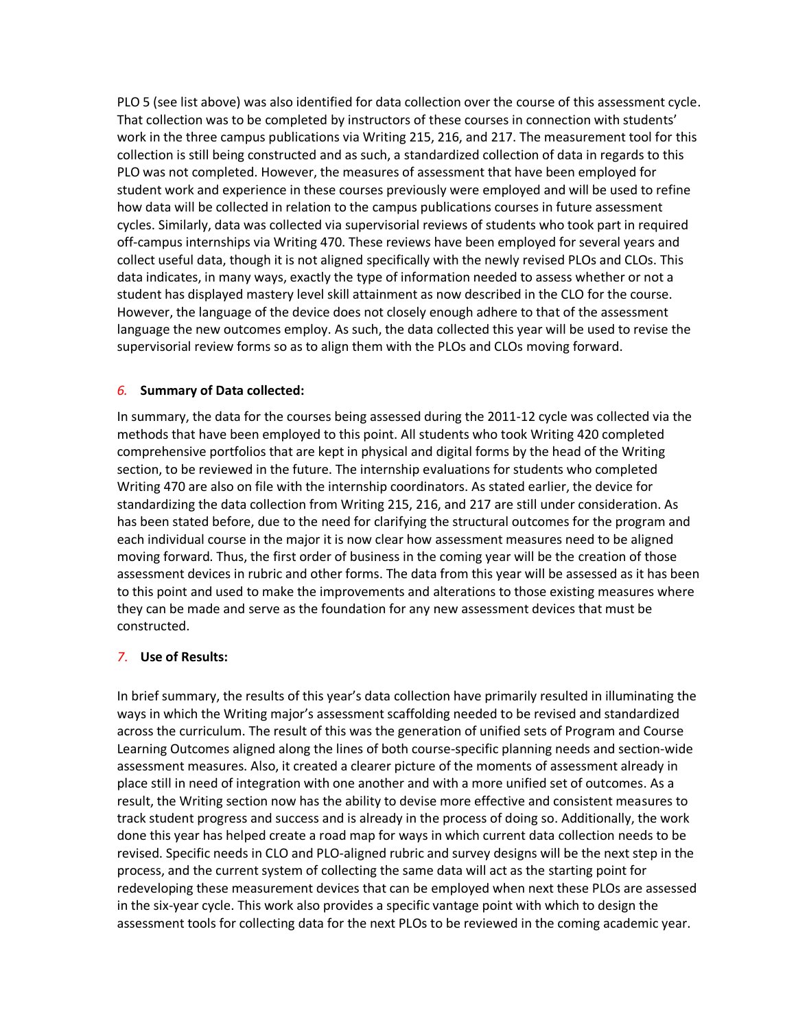PLO 5 (see list above) was also identified for data collection over the course of this assessment cycle. That collection was to be completed by instructors of these courses in connection with students' work in the three campus publications via Writing 215, 216, and 217. The measurement tool for this collection is still being constructed and as such, a standardized collection of data in regards to this PLO was not completed. However, the measures of assessment that have been employed for student work and experience in these courses previously were employed and will be used to refine how data will be collected in relation to the campus publications courses in future assessment cycles. Similarly, data was collected via supervisorial reviews of students who took part in required off-campus internships via Writing 470. These reviews have been employed for several years and collect useful data, though it is not aligned specifically with the newly revised PLOs and CLOs. This data indicates, in many ways, exactly the type of information needed to assess whether or not a student has displayed mastery level skill attainment as now described in the CLO for the course. However, the language of the device does not closely enough adhere to that of the assessment language the new outcomes employ. As such, the data collected this year will be used to revise the supervisorial review forms so as to align them with the PLOs and CLOs moving forward.

*6.* **Summary of Data collected:**

In summary, the data for the courses being assessed during the 2011-12 cycle was collected via the methods that have been employed to this point. All students who took Writing 420 completed comprehensive portfolios that are kept in physical and digital forms by the head of the Writing section, to be reviewed in the future. The internship evaluations for students who completed Writing 470 are also on file with the internship coordinators. As stated earlier, the device for standardizing the data collection from Writing 215, 216, and 217 are still under consideration. As has been stated before, due to the need for clarifying the structural outcomes for the program and each individual course in the major it is now clear how assessment measures need to be aligned moving forward. Thus, the first order of business in the coming year will be the creation of those assessment devices in rubric and other forms. The data from this year will be assessed as it has been to this point and used to make the improvements and alterations to those existing measures where they can be made and serve as the foundation for any new assessment devices that must be constructed.

*7.* **Use of Results:**

In brief summary, the results of this year's data collection have primarily resulted in illuminating the ways in which the Writing major's assessment scaffolding needed to be revised and standardized across the curriculum. The result of this was the generation of unified sets of Program and Course Learning Outcomes aligned along the lines of both course-specific planning needs and section-wide assessment measures. Also, it created a clearer picture of the moments of assessment already in place still in need of integration with one another and with a more unified set of outcomes. As a result, the Writing section now has the ability to devise more effective and consistent measures to track student progress and success and is already in the process of doing so. Additionally, the work done this year has helped create a road map for ways in which current data collection needs to be revised. Specific needs in CLO and PLO-aligned rubric and survey designs will be the next step in the process, and the current system of collecting the same data will act as the starting point for redeveloping these measurement devices that can be employed when next these PLOs are assessed in the six-year cycle. This work also provides a specific vantage point with which to design the assessment tools for collecting data for the next PLOs to be reviewed in the coming academic year.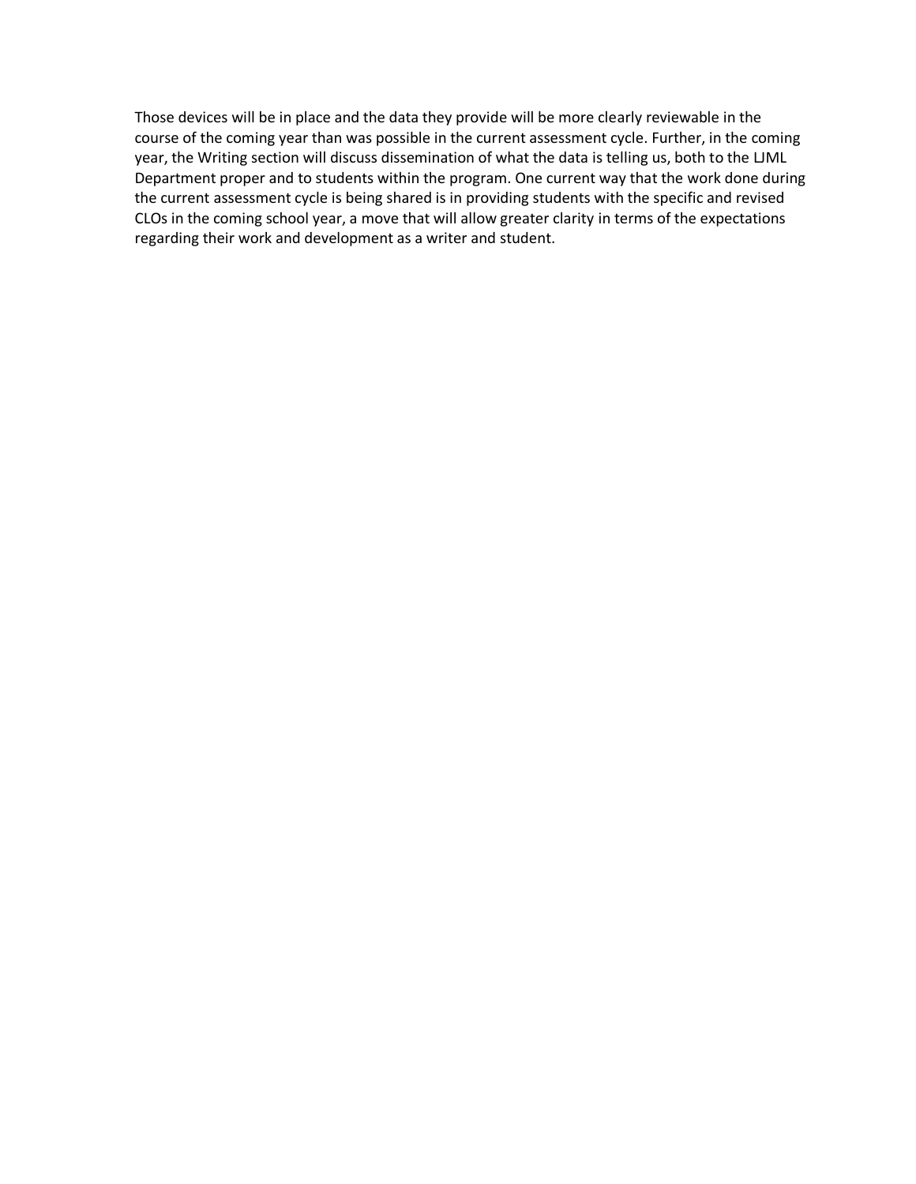Those devices will be in place and the data they provide will be more clearly reviewable in the course of the coming year than was possible in the current assessment cycle. Further, in the coming year, the Writing section will discuss dissemination of what the data is telling us, both to the LJML Department proper and to students within the program. One current way that the work done during the current assessment cycle is being shared is in providing students with the specific and revised CLOs in the coming school year, a move that will allow greater clarity in terms of the expectations regarding their work and development as a writer and student.